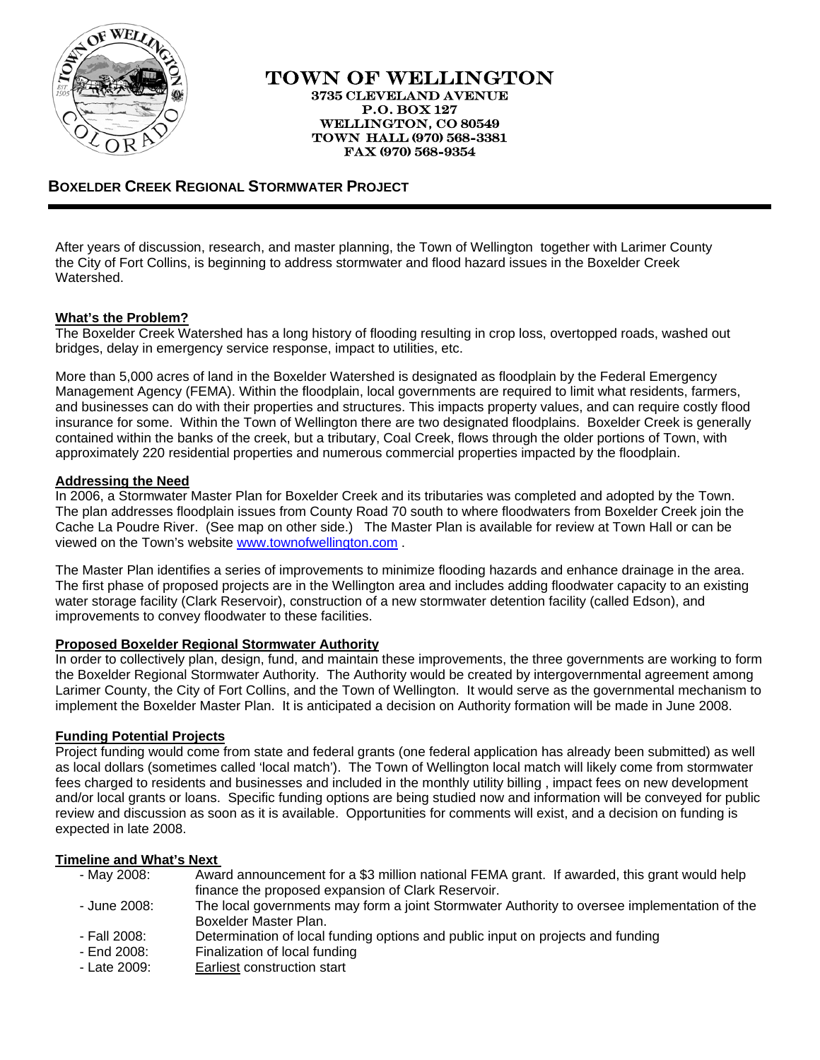# TOWN OF WELLINGTON

3735 CLEVELAND AVENUE
P.O. BOX 127
WELLINGTON, CO 80549
TOWN HALL (970) 568-3381
FAX (970) 568-9354

## BOXELDER CREEK REGIONAL STORMWATER PROJECT

After years of discussion, research, and master planning, the Town of Wellington together with Larimer County the City of Fort Collins, is beginning to address stormwater and flood hazard issues in the Boxelder Creek Watershed.

### What's the Problem?

The Boxelder Creek Watershed has a long history of flooding resulting in crop loss, overtopped roads, washed out bridges, delay in emergency service response, impact to utilities, etc.

More than 5,000 acres of land in the Boxelder Watershed is designated as floodplain by the Federal Emergency Management Agency (FEMA). Within the floodplain, local governments are required to limit what residents, farmers, and businesses can do with their properties and structures. This impacts property values, and can require costly flood insurance for some. Within the Town of Wellington there are two designated floodplains. Boxelder Creek is generally contained within the banks of the creek, but a tributary, Coal Creek, flows through the older portions of Town, with approximately 220 residential properties and numerous commercial properties impacted by the floodplain.

### Addressing the Need

In 2006, a Stormwater Master Plan for Boxelder Creek and its tributaries was completed and adopted by the Town. The plan addresses floodplain issues from County Road 70 south to where floodwaters from Boxelder Creek join the Cache La Poudre River. (See map on other side.) The Master Plan is available for review at Town Hall or can be viewed on the Town's website www.townofwellington.com .

The Master Plan identifies a series of improvements to minimize flooding hazards and enhance drainage in the area. The first phase of proposed projects are in the Wellington area and includes adding floodwater capacity to an existing water storage facility (Clark Reservoir), construction of a new stormwater detention facility (called Edson), and improvements to convey floodwater to these facilities.

### Proposed Boxelder Regional Stormwater Authority

In order to collectively plan, design, fund, and maintain these improvements, the three governments are working to form the Boxelder Regional Stormwater Authority. The Authority would be created by intergovernmental agreement among Larimer County, the City of Fort Collins, and the Town of Wellington. It would serve as the governmental mechanism to implement the Boxelder Master Plan. It is anticipated a decision on Authority formation will be made in June 2008.

### Funding Potential Projects

Project funding would come from state and federal grants (one federal application has already been submitted) as well as local dollars (sometimes called 'local match'). The Town of Wellington local match will likely come from stormwater fees charged to residents and businesses and included in the monthly utility billing , impact fees on new development and/or local grants or loans. Specific funding options are being studied now and information will be conveyed for public review and discussion as soon as it is available. Opportunities for comments will exist, and a decision on funding is expected in late 2008.

### Timeline and What's Next

- May 2008: Award announcement for a $3 million national FEMA grant. If awarded, this grant would help finance the proposed expansion of Clark Reservoir.
- June 2008: The local governments may form a joint Stormwater Authority to oversee implementation of the Boxelder Master Plan.
- Fall 2008: Determination of local funding options and public input on projects and funding
- End 2008: Finalization of local funding
- Late 2009: Earliest construction start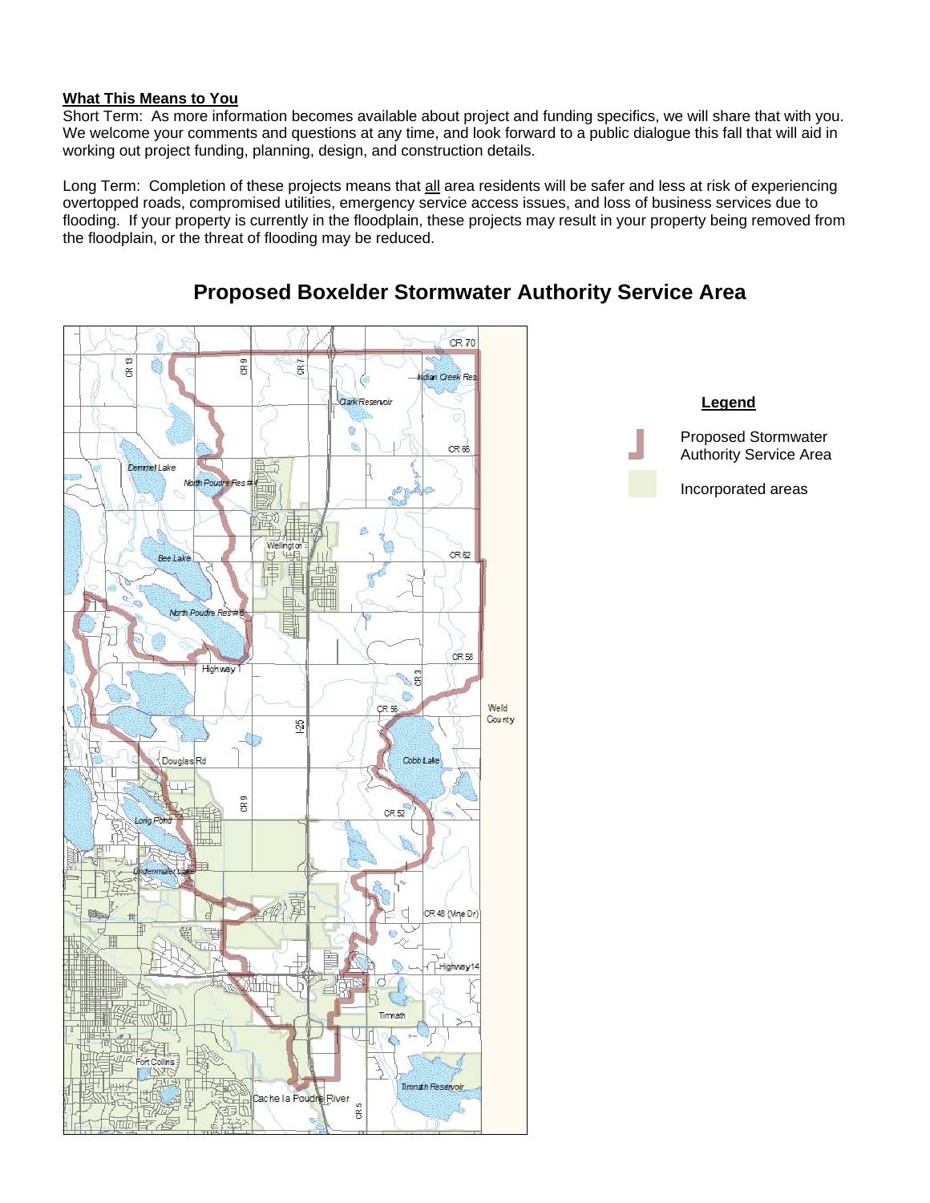**What This Means to You**

Short Term: As more information becomes available about project and funding specifics, we will share that with you. We welcome your comments and questions at any time, and look forward to a public dialogue this fall that will aid in working out project funding, planning, design, and construction details.

Long Term: Completion of these projects means that all area residents will be safer and less at risk of experiencing overtopped roads, compromised utilities, emergency service access issues, and loss of business services due to flooding. If your property is currently in the floodplain, these projects may result in your property being removed from the floodplain, or the threat of flooding may be reduced.

## Proposed Boxelder Stormwater Authority Service Area

CR 70
CR 13
CR 9
CR 7
Indian Creek Res
Clark Reservoir
CR 66
Demmel Lake
North Poudre Res #4
Wellington
CR 62
Bee Lake
North Poudre Res #5
CR 58
Highway 1
CR 3
CR 56
Weld County
I-25
Douglas Rd
Cobb Lake
CR 9
CR 52
Long Pond
Lindenmeier Lake
CR 48 (Vine Dr)
Highway 14
Timnath
Fort Collins
Timnath Reservoir
Cache la Poudre River
CR 5

**Legend**

Proposed Stormwater Authority Service Area

Incorporated areas